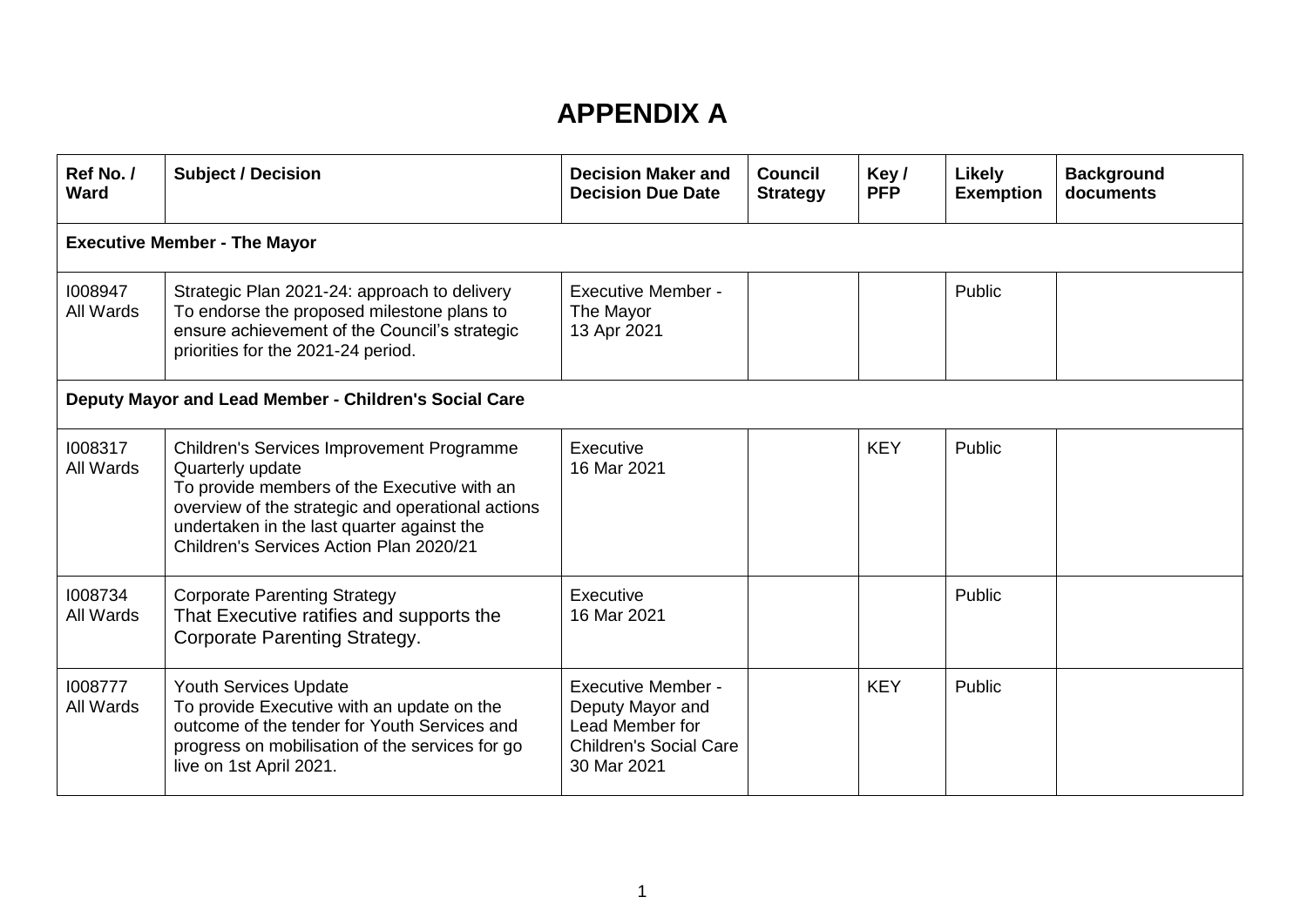# APPENDIX A

| Ref No. / Ward | Subject / Decision | Decision Maker and Decision Due Date | Council Strategy | Key / PFP | Likely Exemption | Background documents |
|---|---|---|---|---|---|---|
| **Executive Member - The Mayor** | | | | | | |
| I008947 All Wards | Strategic Plan 2021-24: approach to delivery To endorse the proposed milestone plans to ensure achievement of the Council's strategic priorities for the 2021-24 period. | Executive Member - The Mayor 13 Apr 2021 | | | Public | |
| **Deputy Mayor and Lead Member - Children's Social Care** | | | | | | |
| I008317 All Wards | Children's Services Improvement Programme Quarterly update To provide members of the Executive with an overview of the strategic and operational actions undertaken in the last quarter against the Children's Services Action Plan 2020/21 | Executive 16 Mar 2021 | | KEY | Public | |
| I008734 All Wards | Corporate Parenting Strategy That Executive ratifies and supports the Corporate Parenting Strategy. | Executive 16 Mar 2021 | | | Public | |
| I008777 All Wards | Youth Services Update To provide Executive with an update on the outcome of the tender for Youth Services and progress on mobilisation of the services for go live on 1st April 2021. | Executive Member - Deputy Mayor and Lead Member for Children's Social Care 30 Mar 2021 | | KEY | Public | |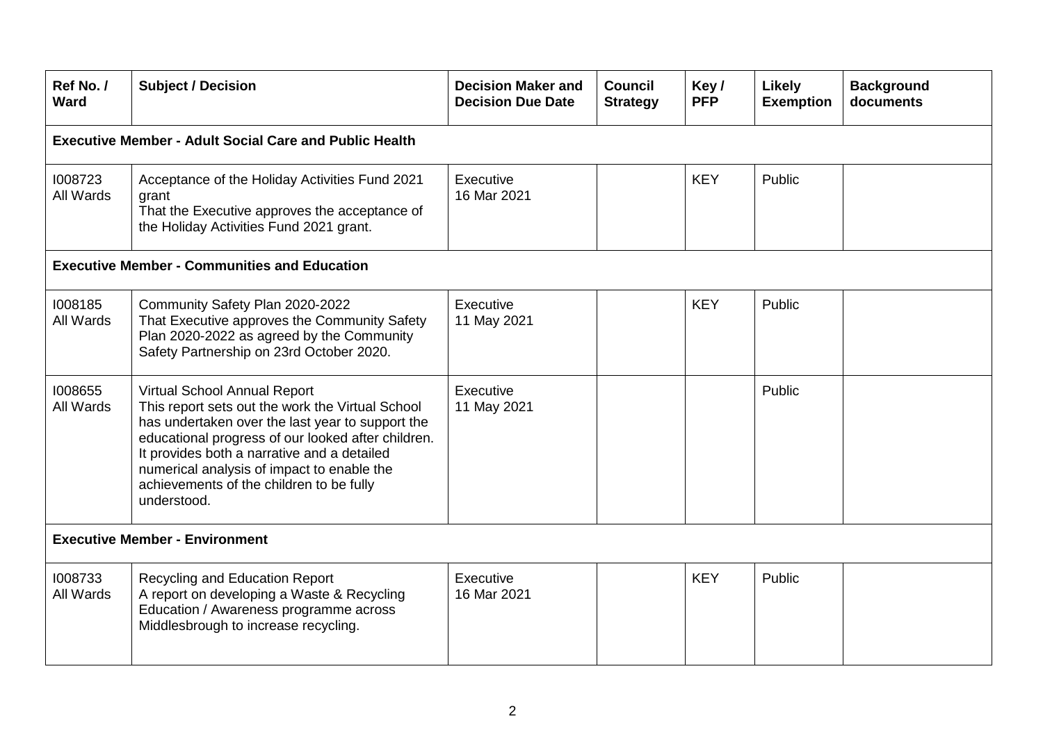| Ref No. / Ward | Subject / Decision | Decision Maker and Decision Due Date | Council Strategy | Key / PFP | Likely Exemption | Background documents |
|---|---|---|---|---|---|---|
| **Executive Member - Adult Social Care and Public Health** | | | | | | |
| I008723 All Wards | Acceptance of the Holiday Activities Fund 2021 grant<br>That the Executive approves the acceptance of the Holiday Activities Fund 2021 grant. | Executive<br>16 Mar 2021 | | KEY | Public | |
| **Executive Member - Communities and Education** | | | | | | |
| I008185 All Wards | Community Safety Plan 2020-2022<br>That Executive approves the Community Safety Plan 2020-2022 as agreed by the Community Safety Partnership on 23rd October 2020. | Executive<br>11 May 2021 | | KEY | Public | |
| I008655 All Wards | Virtual School Annual Report<br>This report sets out the work the Virtual School has undertaken over the last year to support the educational progress of our looked after children. It provides both a narrative and a detailed numerical analysis of impact to enable the achievements of the children to be fully understood. | Executive<br>11 May 2021 | | | Public | |
| **Executive Member - Environment** | | | | | | |
| I008733 All Wards | Recycling and Education Report<br>A report on developing a Waste & Recycling Education / Awareness programme across Middlesbrough to increase recycling. | Executive<br>16 Mar 2021 | | KEY | Public | |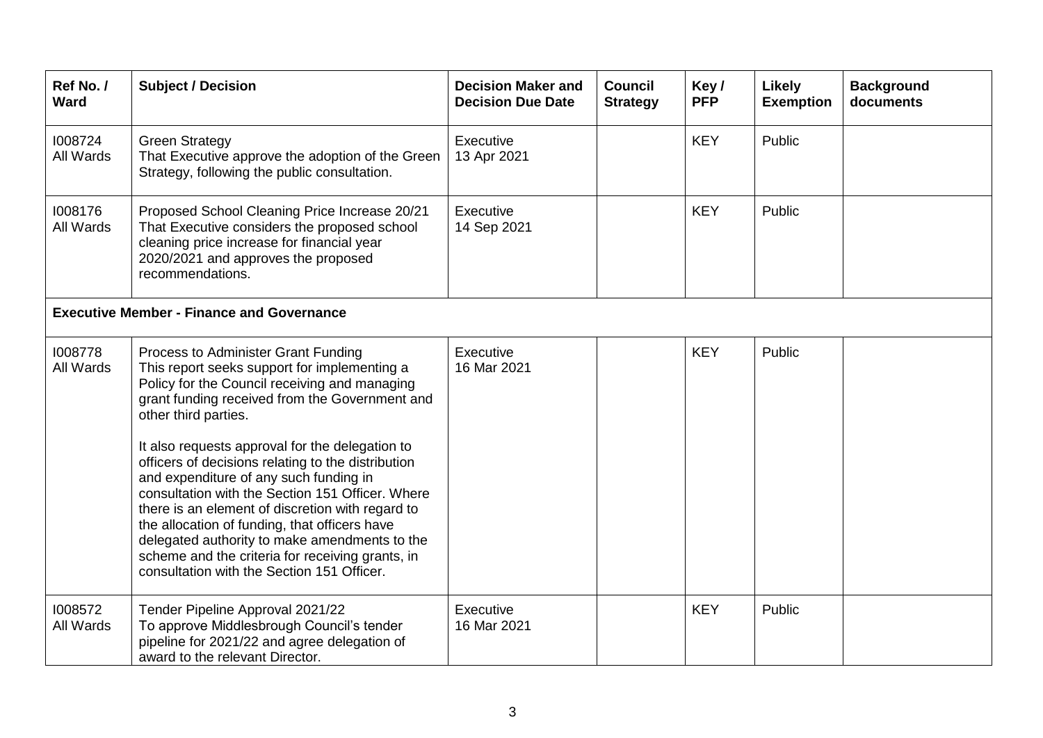| Ref No. / Ward | Subject / Decision | Decision Maker and Decision Due Date | Council Strategy | Key / PFP | Likely Exemption | Background documents |
|---|---|---|---|---|---|---|
| I008724 All Wards | Green Strategy<br>That Executive approve the adoption of the Green Strategy, following the public consultation. | Executive<br>13 Apr 2021 | | KEY | Public | |
| I008176 All Wards | Proposed School Cleaning Price Increase 20/21<br>That Executive considers the proposed school cleaning price increase for financial year 2020/2021 and approves the proposed recommendations. | Executive<br>14 Sep 2021 | | KEY | Public | |
| **Executive Member - Finance and Governance** | | | | | | |
| I008778 All Wards | Process to Administer Grant Funding<br>This report seeks support for implementing a Policy for the Council receiving and managing grant funding received from the Government and other third parties.<br><br>It also requests approval for the delegation to officers of decisions relating to the distribution and expenditure of any such funding in consultation with the Section 151 Officer. Where there is an element of discretion with regard to the allocation of funding, that officers have delegated authority to make amendments to the scheme and the criteria for receiving grants, in consultation with the Section 151 Officer. | Executive<br>16 Mar 2021 | | KEY | Public | |
| I008572 All Wards | Tender Pipeline Approval 2021/22<br>To approve Middlesbrough Council's tender pipeline for 2021/22 and agree delegation of award to the relevant Director. | Executive<br>16 Mar 2021 | | KEY | Public | |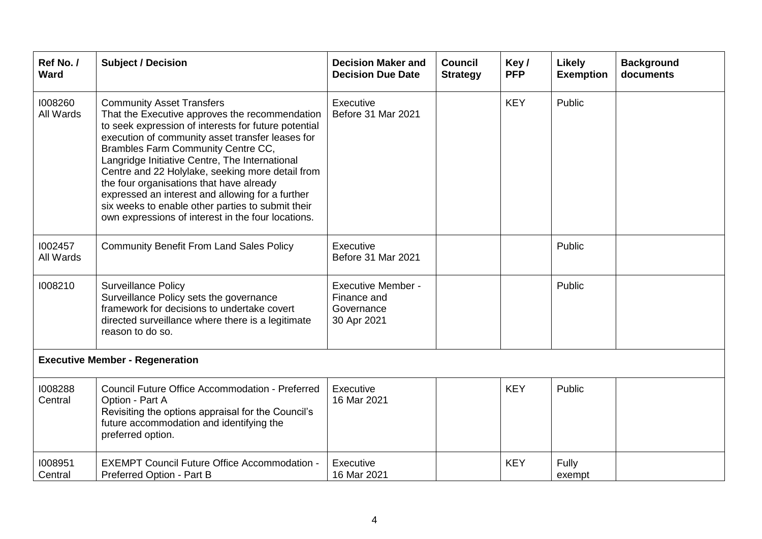| Ref No. / Ward | Subject / Decision | Decision Maker and Decision Due Date | Council Strategy | Key / PFP | Likely Exemption | Background documents |
|---|---|---|---|---|---|---|
| I008260 All Wards | Community Asset Transfers That the Executive approves the recommendation to seek expression of interests for future potential execution of community asset transfer leases for Brambles Farm Community Centre CC, Langridge Initiative Centre, The International Centre and 22 Holylake, seeking more detail from the four organisations that have already expressed an interest and allowing for a further six weeks to enable other parties to submit their own expressions of interest in the four locations. | Executive Before 31 Mar 2021 | | KEY | Public | |
| I002457 All Wards | Community Benefit From Land Sales Policy | Executive Before 31 Mar 2021 | | | Public | |
| I008210 | Surveillance Policy Surveillance Policy sets the governance framework for decisions to undertake covert directed surveillance where there is a legitimate reason to do so. | Executive Member - Finance and Governance 30 Apr 2021 | | | Public | |
| **Executive Member - Regeneration** | | | | | | |
| I008288 Central | Council Future Office Accommodation - Preferred Option - Part A Revisiting the options appraisal for the Council's future accommodation and identifying the preferred option. | Executive 16 Mar 2021 | | KEY | Public | |
| I008951 Central | EXEMPT Council Future Office Accommodation - Preferred Option - Part B | Executive 16 Mar 2021 | | KEY | Fully exempt | |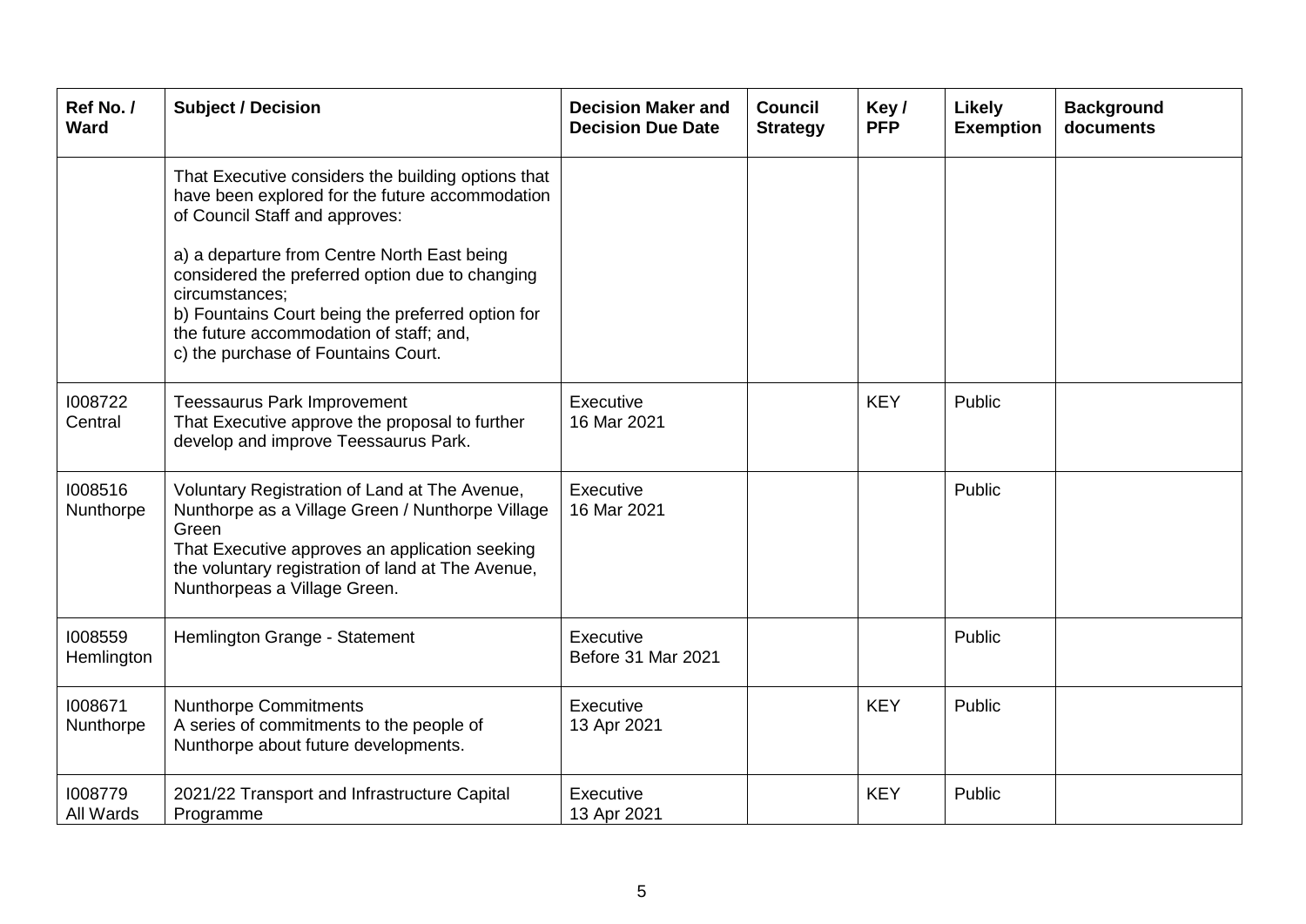| Ref No. / Ward | Subject / Decision | Decision Maker and Decision Due Date | Council Strategy | Key / PFP | Likely Exemption | Background documents |
|---|---|---|---|---|---|---|
| | That Executive considers the building options that have been explored for the future accommodation of Council Staff and approves:<br><br>a) a departure from Centre North East being considered the preferred option due to changing circumstances;<br>b) Fountains Court being the preferred option for the future accommodation of staff; and,<br>c) the purchase of Fountains Court. | | | | | |
| I008722 Central | Teessaurus Park Improvement<br>That Executive approve the proposal to further develop and improve Teessaurus Park. | Executive<br>16 Mar 2021 | | KEY | Public | |
| I008516 Nunthorpe | Voluntary Registration of Land at The Avenue, Nunthorpe as a Village Green / Nunthorpe Village Green<br>That Executive approves an application seeking the voluntary registration of land at The Avenue, Nunthorpeas a Village Green. | Executive<br>16 Mar 2021 | | | Public | |
| I008559 Hemlington | Hemlington Grange - Statement | Executive<br>Before 31 Mar 2021 | | | Public | |
| I008671 Nunthorpe | Nunthorpe Commitments<br>A series of commitments to the people of Nunthorpe about future developments. | Executive<br>13 Apr 2021 | | KEY | Public | |
| I008779 All Wards | 2021/22 Transport and Infrastructure Capital Programme | Executive<br>13 Apr 2021 | | KEY | Public | |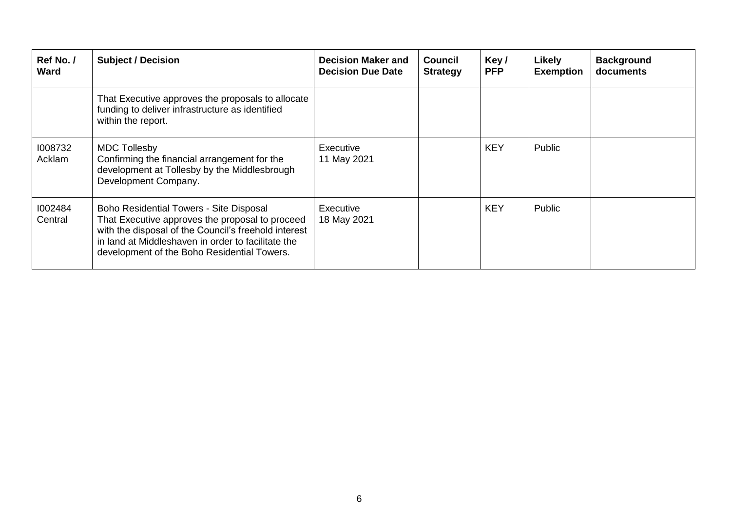| Ref No. / Ward | Subject / Decision | Decision Maker and Decision Due Date | Council Strategy | Key / PFP | Likely Exemption | Background documents |
|---|---|---|---|---|---|---|
| | That Executive approves the proposals to allocate funding to deliver infrastructure as identified within the report. | | | | | |
| I008732 Acklam | MDC Tollesby<br>Confirming the financial arrangement for the development at Tollesby by the Middlesbrough Development Company. | Executive<br>11 May 2021 | | KEY | Public | |
| I002484 Central | Boho Residential Towers - Site Disposal<br>That Executive approves the proposal to proceed with the disposal of the Council's freehold interest in land at Middleshaven in order to facilitate the development of the Boho Residential Towers. | Executive<br>18 May 2021 | | KEY | Public | |